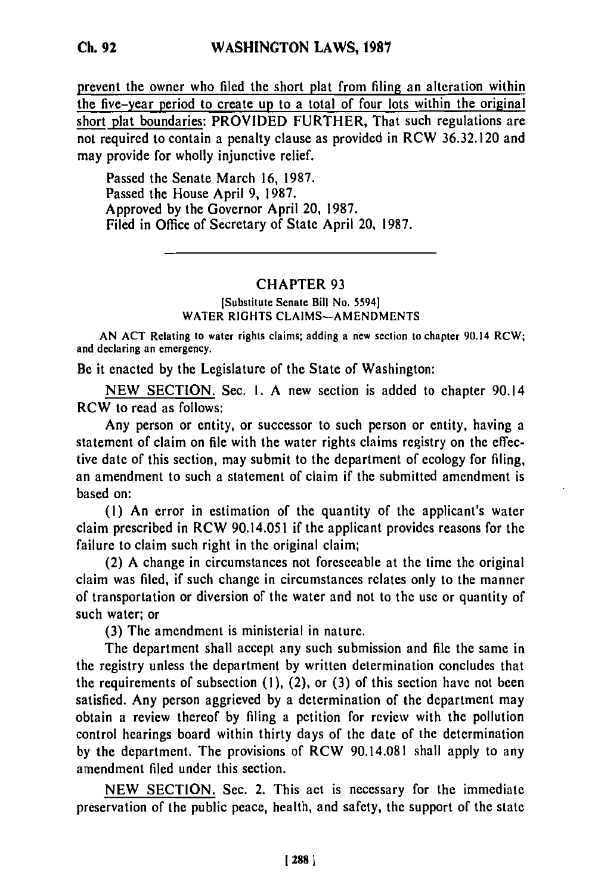prevent the owner who filed the short plat from filing an alteration within the five-year period to create up to a total of four lots within the original short plat boundaries: PROVIDED FURTHER, That such regulations are not required to contain a penalty clause as provided in RCW 36.32.120 and may provide for wholly injunctive relief.

Passed the Senate March 16, 1987.
Passed the House April 9, 1987.
Approved by the Governor April 20, 1987.
Filed in Office of Secretary of State April 20, 1987.

---

## CHAPTER 93

[Substitute Senate Bill No. 5594]
WATER RIGHTS CLAIMS—AMENDMENTS

AN ACT Relating to water rights claims; adding a new section to chapter 90.14 RCW; and declaring an emergency.

Be it enacted by the Legislature of the State of Washington:

NEW SECTION. Sec. 1. A new section is added to chapter 90.14 RCW to read as follows:

Any person or entity, or successor to such person or entity, having a statement of claim on file with the water rights claims registry on the effective date of this section, may submit to the department of ecology for filing, an amendment to such a statement of claim if the submitted amendment is based on:

(1) An error in estimation of the quantity of the applicant's water claim prescribed in RCW 90.14.051 if the applicant provides reasons for the failure to claim such right in the original claim;

(2) A change in circumstances not foreseeable at the time the original claim was filed, if such change in circumstances relates only to the manner of transportation or diversion of the water and not to the use or quantity of such water; or

(3) The amendment is ministerial in nature.

The department shall accept any such submission and file the same in the registry unless the department by written determination concludes that the requirements of subsection (1), (2), or (3) of this section have not been satisfied. Any person aggrieved by a determination of the department may obtain a review thereof by filing a petition for review with the pollution control hearings board within thirty days of the date of the determination by the department. The provisions of RCW 90.14.081 shall apply to any amendment filed under this section.

NEW SECTION. Sec. 2. This act is necessary for the immediate preservation of the public peace, health, and safety, the support of the state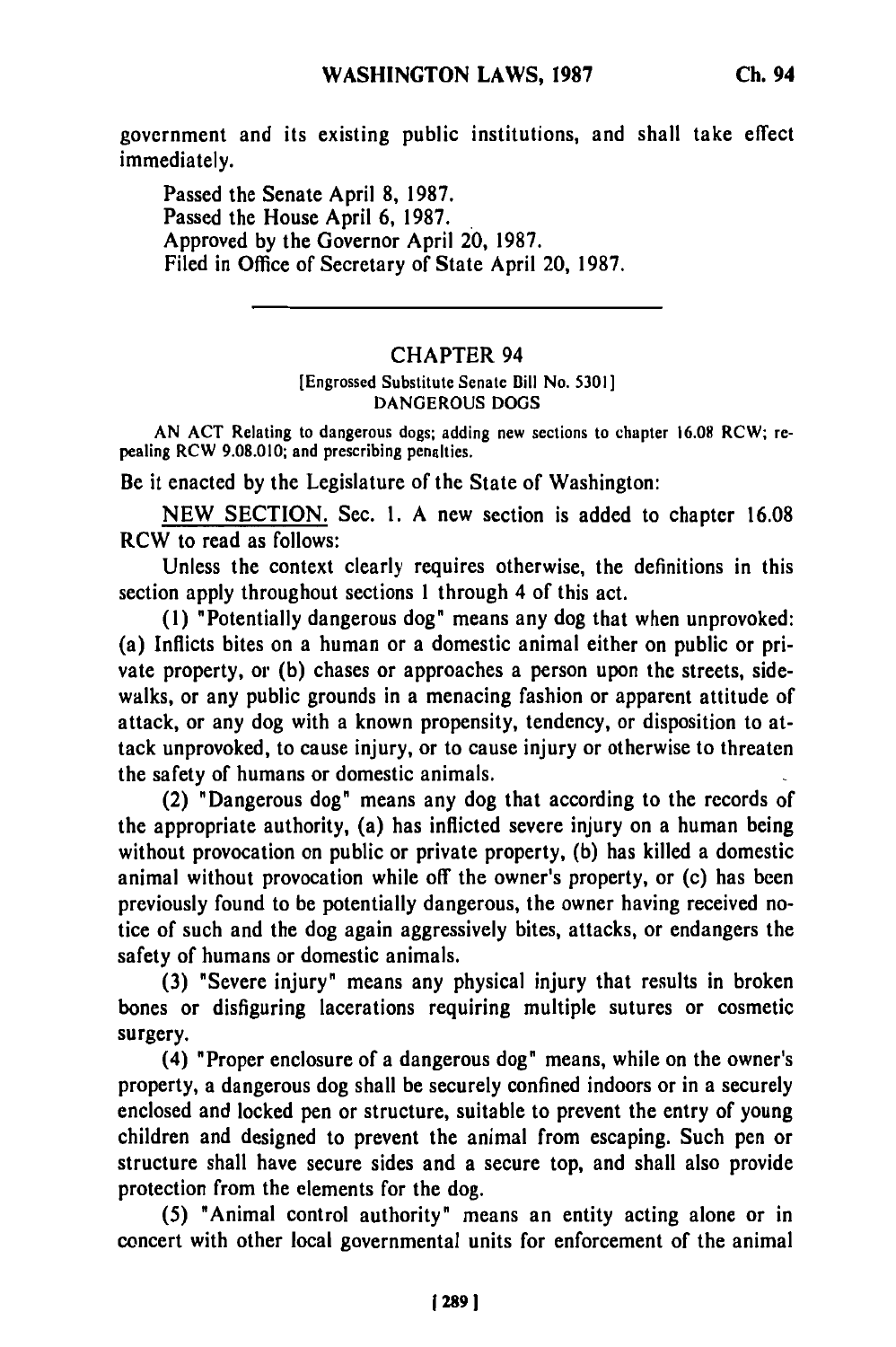government and its existing public institutions, and shall take effect immediately.

Passed the Senate April 8, 1987.
Passed the House April 6, 1987.
Approved by the Governor April 20, 1987.
Filed in Office of Secretary of State April 20, 1987.

---

## CHAPTER 94

[Engrossed Substitute Senate Bill No. 5301]
DANGEROUS DOGS

AN ACT Relating to dangerous dogs; adding new sections to chapter 16.08 RCW; repealing RCW 9.08.010; and prescribing penalties.

Be it enacted by the Legislature of the State of Washington:

NEW SECTION. Sec. 1. A new section is added to chapter 16.08 RCW to read as follows:

Unless the context clearly requires otherwise, the definitions in this section apply throughout sections 1 through 4 of this act.

(1) "Potentially dangerous dog" means any dog that when unprovoked: (a) Inflicts bites on a human or a domestic animal either on public or private property, or (b) chases or approaches a person upon the streets, sidewalks, or any public grounds in a menacing fashion or apparent attitude of attack, or any dog with a known propensity, tendency, or disposition to attack unprovoked, to cause injury, or to cause injury or otherwise to threaten the safety of humans or domestic animals.

(2) "Dangerous dog" means any dog that according to the records of the appropriate authority, (a) has inflicted severe injury on a human being without provocation on public or private property, (b) has killed a domestic animal without provocation while off the owner's property, or (c) has been previously found to be potentially dangerous, the owner having received notice of such and the dog again aggressively bites, attacks, or endangers the safety of humans or domestic animals.

(3) "Severe injury" means any physical injury that results in broken bones or disfiguring lacerations requiring multiple sutures or cosmetic surgery.

(4) "Proper enclosure of a dangerous dog" means, while on the owner's property, a dangerous dog shall be securely confined indoors or in a securely enclosed and locked pen or structure, suitable to prevent the entry of young children and designed to prevent the animal from escaping. Such pen or structure shall have secure sides and a secure top, and shall also provide protection from the elements for the dog.

(5) "Animal control authority" means an entity acting alone or in concert with other local governmental units for enforcement of the animal